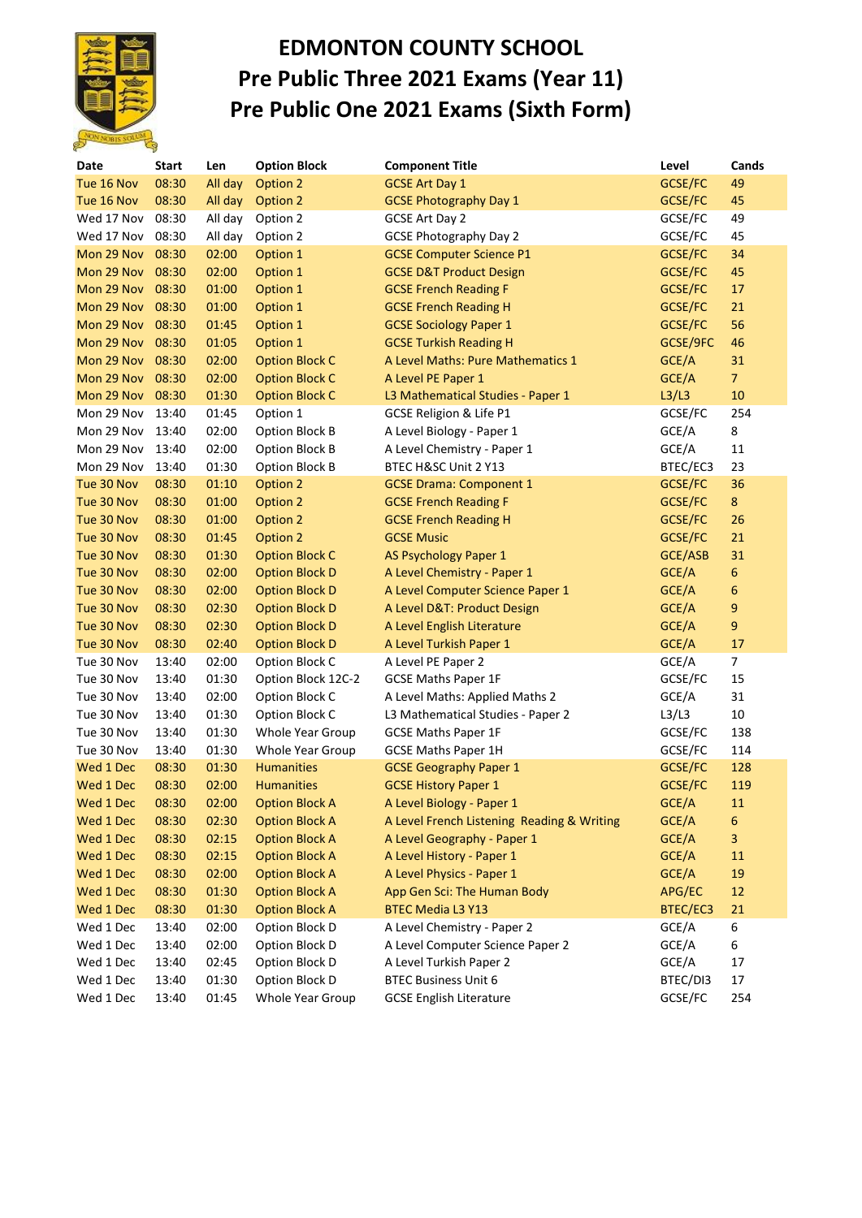# EDMONTON COUNTY SCHOOL
# Pre Public Three 2021 Exams (Year 11)
# Pre Public One 2021 Exams (Sixth Form)

| Date | Start | Len | Option Block | Component Title | Level | Cands |
|---|---|---|---|---|---|---|
| Tue 16 Nov | 08:30 | All day | Option 2 | GCSE Art Day 1 | GCSE/FC | 49 |
| Tue 16 Nov | 08:30 | All day | Option 2 | GCSE Photography Day 1 | GCSE/FC | 45 |
| Wed 17 Nov | 08:30 | All day | Option 2 | GCSE Art Day 2 | GCSE/FC | 49 |
| Wed 17 Nov | 08:30 | All day | Option 2 | GCSE Photography Day 2 | GCSE/FC | 45 |
| Mon 29 Nov | 08:30 | 02:00 | Option 1 | GCSE Computer Science P1 | GCSE/FC | 34 |
| Mon 29 Nov | 08:30 | 02:00 | Option 1 | GCSE D&T Product Design | GCSE/FC | 45 |
| Mon 29 Nov | 08:30 | 01:00 | Option 1 | GCSE French Reading F | GCSE/FC | 17 |
| Mon 29 Nov | 08:30 | 01:00 | Option 1 | GCSE French Reading H | GCSE/FC | 21 |
| Mon 29 Nov | 08:30 | 01:45 | Option 1 | GCSE Sociology Paper 1 | GCSE/FC | 56 |
| Mon 29 Nov | 08:30 | 01:05 | Option 1 | GCSE Turkish Reading H | GCSE/9FC | 46 |
| Mon 29 Nov | 08:30 | 02:00 | Option Block C | A Level Maths: Pure Mathematics 1 | GCE/A | 31 |
| Mon 29 Nov | 08:30 | 02:00 | Option Block C | A Level PE Paper 1 | GCE/A | 7 |
| Mon 29 Nov | 08:30 | 01:30 | Option Block C | L3 Mathematical Studies - Paper 1 | L3/L3 | 10 |
| Mon 29 Nov | 13:40 | 01:45 | Option 1 | GCSE Religion & Life P1 | GCSE/FC | 254 |
| Mon 29 Nov | 13:40 | 02:00 | Option Block B | A Level Biology - Paper 1 | GCE/A | 8 |
| Mon 29 Nov | 13:40 | 02:00 | Option Block B | A Level Chemistry - Paper 1 | GCE/A | 11 |
| Mon 29 Nov | 13:40 | 01:30 | Option Block B | BTEC H&SC Unit 2 Y13 | BTEC/EC3 | 23 |
| Tue 30 Nov | 08:30 | 01:10 | Option 2 | GCSE Drama: Component 1 | GCSE/FC | 36 |
| Tue 30 Nov | 08:30 | 01:00 | Option 2 | GCSE French Reading F | GCSE/FC | 8 |
| Tue 30 Nov | 08:30 | 01:00 | Option 2 | GCSE French Reading H | GCSE/FC | 26 |
| Tue 30 Nov | 08:30 | 01:45 | Option 2 | GCSE Music | GCSE/FC | 21 |
| Tue 30 Nov | 08:30 | 01:30 | Option Block C | AS Psychology Paper 1 | GCE/ASB | 31 |
| Tue 30 Nov | 08:30 | 02:00 | Option Block D | A Level Chemistry - Paper 1 | GCE/A | 6 |
| Tue 30 Nov | 08:30 | 02:00 | Option Block D | A Level Computer Science Paper 1 | GCE/A | 6 |
| Tue 30 Nov | 08:30 | 02:30 | Option Block D | A Level D&T: Product Design | GCE/A | 9 |
| Tue 30 Nov | 08:30 | 02:30 | Option Block D | A Level English Literature | GCE/A | 9 |
| Tue 30 Nov | 08:30 | 02:40 | Option Block D | A Level Turkish Paper 1 | GCE/A | 17 |
| Tue 30 Nov | 13:40 | 02:00 | Option Block C | A Level PE Paper 2 | GCE/A | 7 |
| Tue 30 Nov | 13:40 | 01:30 | Option Block 12C-2 | GCSE Maths Paper 1F | GCSE/FC | 15 |
| Tue 30 Nov | 13:40 | 02:00 | Option Block C | A Level Maths: Applied Maths 2 | GCE/A | 31 |
| Tue 30 Nov | 13:40 | 01:30 | Option Block C | L3 Mathematical Studies - Paper 2 | L3/L3 | 10 |
| Tue 30 Nov | 13:40 | 01:30 | Whole Year Group | GCSE Maths Paper 1F | GCSE/FC | 138 |
| Tue 30 Nov | 13:40 | 01:30 | Whole Year Group | GCSE Maths Paper 1H | GCSE/FC | 114 |
| Wed 1 Dec | 08:30 | 01:30 | Humanities | GCSE Geography Paper 1 | GCSE/FC | 128 |
| Wed 1 Dec | 08:30 | 02:00 | Humanities | GCSE History Paper 1 | GCSE/FC | 119 |
| Wed 1 Dec | 08:30 | 02:00 | Option Block A | A Level Biology - Paper 1 | GCE/A | 11 |
| Wed 1 Dec | 08:30 | 02:30 | Option Block A | A Level French Listening Reading & Writing | GCE/A | 6 |
| Wed 1 Dec | 08:30 | 02:15 | Option Block A | A Level Geography - Paper 1 | GCE/A | 3 |
| Wed 1 Dec | 08:30 | 02:15 | Option Block A | A Level History - Paper 1 | GCE/A | 11 |
| Wed 1 Dec | 08:30 | 02:00 | Option Block A | A Level Physics - Paper 1 | GCE/A | 19 |
| Wed 1 Dec | 08:30 | 01:30 | Option Block A | App Gen Sci: The Human Body | APG/EC | 12 |
| Wed 1 Dec | 08:30 | 01:30 | Option Block A | BTEC Media L3 Y13 | BTEC/EC3 | 21 |
| Wed 1 Dec | 13:40 | 02:00 | Option Block D | A Level Chemistry - Paper 2 | GCE/A | 6 |
| Wed 1 Dec | 13:40 | 02:00 | Option Block D | A Level Computer Science Paper 2 | GCE/A | 6 |
| Wed 1 Dec | 13:40 | 02:45 | Option Block D | A Level Turkish Paper 2 | GCE/A | 17 |
| Wed 1 Dec | 13:40 | 01:30 | Option Block D | BTEC Business Unit 6 | BTEC/DI3 | 17 |
| Wed 1 Dec | 13:40 | 01:45 | Whole Year Group | GCSE English Literature | GCSE/FC | 254 |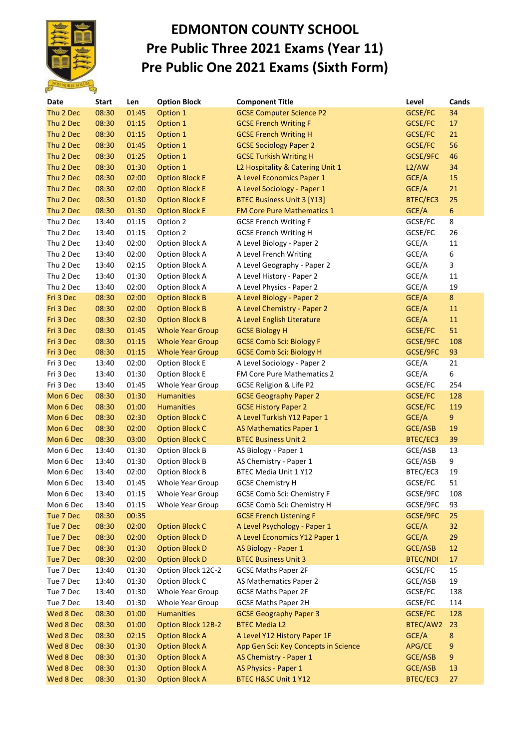# EDMONTON COUNTY SCHOOL
## Pre Public Three 2021 Exams (Year 11)
## Pre Public One 2021 Exams (Sixth Form)

| Date | Start | Len | Option Block | Component Title | Level | Cands |
|---|---|---|---|---|---|---|
| Thu 2 Dec | 08:30 | 01:45 | Option 1 | GCSE Computer Science P2 | GCSE/FC | 34 |
| Thu 2 Dec | 08:30 | 01:15 | Option 1 | GCSE French Writing F | GCSE/FC | 17 |
| Thu 2 Dec | 08:30 | 01:15 | Option 1 | GCSE French Writing H | GCSE/FC | 21 |
| Thu 2 Dec | 08:30 | 01:45 | Option 1 | GCSE Sociology Paper 2 | GCSE/FC | 56 |
| Thu 2 Dec | 08:30 | 01:25 | Option 1 | GCSE Turkish Writing H | GCSE/9FC | 46 |
| Thu 2 Dec | 08:30 | 01:30 | Option 1 | L2 Hospitality & Catering Unit 1 | L2/AW | 34 |
| Thu 2 Dec | 08:30 | 02:00 | Option Block E | A Level Economics Paper 1 | GCE/A | 15 |
| Thu 2 Dec | 08:30 | 02:00 | Option Block E | A Level Sociology - Paper 1 | GCE/A | 21 |
| Thu 2 Dec | 08:30 | 01:30 | Option Block E | BTEC Business Unit 3 [Y13] | BTEC/EC3 | 25 |
| Thu 2 Dec | 08:30 | 01:30 | Option Block E | FM Core Pure Mathematics 1 | GCE/A | 6 |
| Thu 2 Dec | 13:40 | 01:15 | Option 2 | GCSE French Writing F | GCSE/FC | 8 |
| Thu 2 Dec | 13:40 | 01:15 | Option 2 | GCSE French Writing H | GCSE/FC | 26 |
| Thu 2 Dec | 13:40 | 02:00 | Option Block A | A Level Biology - Paper 2 | GCE/A | 11 |
| Thu 2 Dec | 13:40 | 02:00 | Option Block A | A Level French Writing | GCE/A | 6 |
| Thu 2 Dec | 13:40 | 02:15 | Option Block A | A Level Geography - Paper 2 | GCE/A | 3 |
| Thu 2 Dec | 13:40 | 01:30 | Option Block A | A Level History - Paper 2 | GCE/A | 11 |
| Thu 2 Dec | 13:40 | 02:00 | Option Block A | A Level Physics - Paper 2 | GCE/A | 19 |
| Fri 3 Dec | 08:30 | 02:00 | Option Block B | A Level Biology - Paper 2 | GCE/A | 8 |
| Fri 3 Dec | 08:30 | 02:00 | Option Block B | A Level Chemistry - Paper 2 | GCE/A | 11 |
| Fri 3 Dec | 08:30 | 02:30 | Option Block B | A Level English Literature | GCE/A | 11 |
| Fri 3 Dec | 08:30 | 01:45 | Whole Year Group | GCSE Biology H | GCSE/FC | 51 |
| Fri 3 Dec | 08:30 | 01:15 | Whole Year Group | GCSE Comb Sci: Biology F | GCSE/9FC | 108 |
| Fri 3 Dec | 08:30 | 01:15 | Whole Year Group | GCSE Comb Sci: Biology H | GCSE/9FC | 93 |
| Fri 3 Dec | 13:40 | 02:00 | Option Block E | A Level Sociology - Paper 2 | GCE/A | 21 |
| Fri 3 Dec | 13:40 | 01:30 | Option Block E | FM Core Pure Mathematics 2 | GCE/A | 6 |
| Fri 3 Dec | 13:40 | 01:45 | Whole Year Group | GCSE Religion & Life P2 | GCSE/FC | 254 |
| Mon 6 Dec | 08:30 | 01:30 | Humanities | GCSE Geography Paper 2 | GCSE/FC | 128 |
| Mon 6 Dec | 08:30 | 01:00 | Humanities | GCSE History Paper 2 | GCSE/FC | 119 |
| Mon 6 Dec | 08:30 | 02:30 | Option Block C | A Level Turkish Y12 Paper 1 | GCE/A | 9 |
| Mon 6 Dec | 08:30 | 02:00 | Option Block C | AS Mathematics Paper 1 | GCE/ASB | 19 |
| Mon 6 Dec | 08:30 | 03:00 | Option Block C | BTEC Business Unit 2 | BTEC/EC3 | 39 |
| Mon 6 Dec | 13:40 | 01:30 | Option Block B | AS Biology - Paper 1 | GCE/ASB | 13 |
| Mon 6 Dec | 13:40 | 01:30 | Option Block B | AS Chemistry - Paper 1 | GCE/ASB | 9 |
| Mon 6 Dec | 13:40 | 02:00 | Option Block B | BTEC Media Unit 1 Y12 | BTEC/EC3 | 19 |
| Mon 6 Dec | 13:40 | 01:45 | Whole Year Group | GCSE Chemistry H | GCSE/FC | 51 |
| Mon 6 Dec | 13:40 | 01:15 | Whole Year Group | GCSE Comb Sci: Chemistry F | GCSE/9FC | 108 |
| Mon 6 Dec | 13:40 | 01:15 | Whole Year Group | GCSE Comb Sci: Chemistry H | GCSE/9FC | 93 |
| Tue 7 Dec | 08:30 | 00:35 | | GCSE French Listening F | GCSE/9FC | 25 |
| Tue 7 Dec | 08:30 | 02:00 | Option Block C | A Level Psychology - Paper 1 | GCE/A | 32 |
| Tue 7 Dec | 08:30 | 02:00 | Option Block D | A Level Economics Y12 Paper 1 | GCE/A | 29 |
| Tue 7 Dec | 08:30 | 01:30 | Option Block D | AS Biology - Paper 1 | GCE/ASB | 12 |
| Tue 7 Dec | 08:30 | 02:00 | Option Block D | BTEC Business Unit 3 | BTEC/NDI | 17 |
| Tue 7 Dec | 13:40 | 01:30 | Option Block 12C-2 | GCSE Maths Paper 2F | GCSE/FC | 15 |
| Tue 7 Dec | 13:40 | 01:30 | Option Block C | AS Mathematics Paper 2 | GCE/ASB | 19 |
| Tue 7 Dec | 13:40 | 01:30 | Whole Year Group | GCSE Maths Paper 2F | GCSE/FC | 138 |
| Tue 7 Dec | 13:40 | 01:30 | Whole Year Group | GCSE Maths Paper 2H | GCSE/FC | 114 |
| Wed 8 Dec | 08:30 | 01:00 | Humanities | GCSE Geography Paper 3 | GCSE/FC | 128 |
| Wed 8 Dec | 08:30 | 01:00 | Option Block 12B-2 | BTEC Media L2 | BTEC/AW2 | 23 |
| Wed 8 Dec | 08:30 | 02:15 | Option Block A | A Level Y12 History Paper 1F | GCE/A | 8 |
| Wed 8 Dec | 08:30 | 01:30 | Option Block A | App Gen Sci: Key Concepts in Science | APG/CE | 9 |
| Wed 8 Dec | 08:30 | 01:30 | Option Block A | AS Chemistry - Paper 1 | GCE/ASB | 9 |
| Wed 8 Dec | 08:30 | 01:30 | Option Block A | AS Physics - Paper 1 | GCE/ASB | 13 |
| Wed 8 Dec | 08:30 | 01:30 | Option Block A | BTEC H&SC Unit 1 Y12 | BTEC/EC3 | 27 |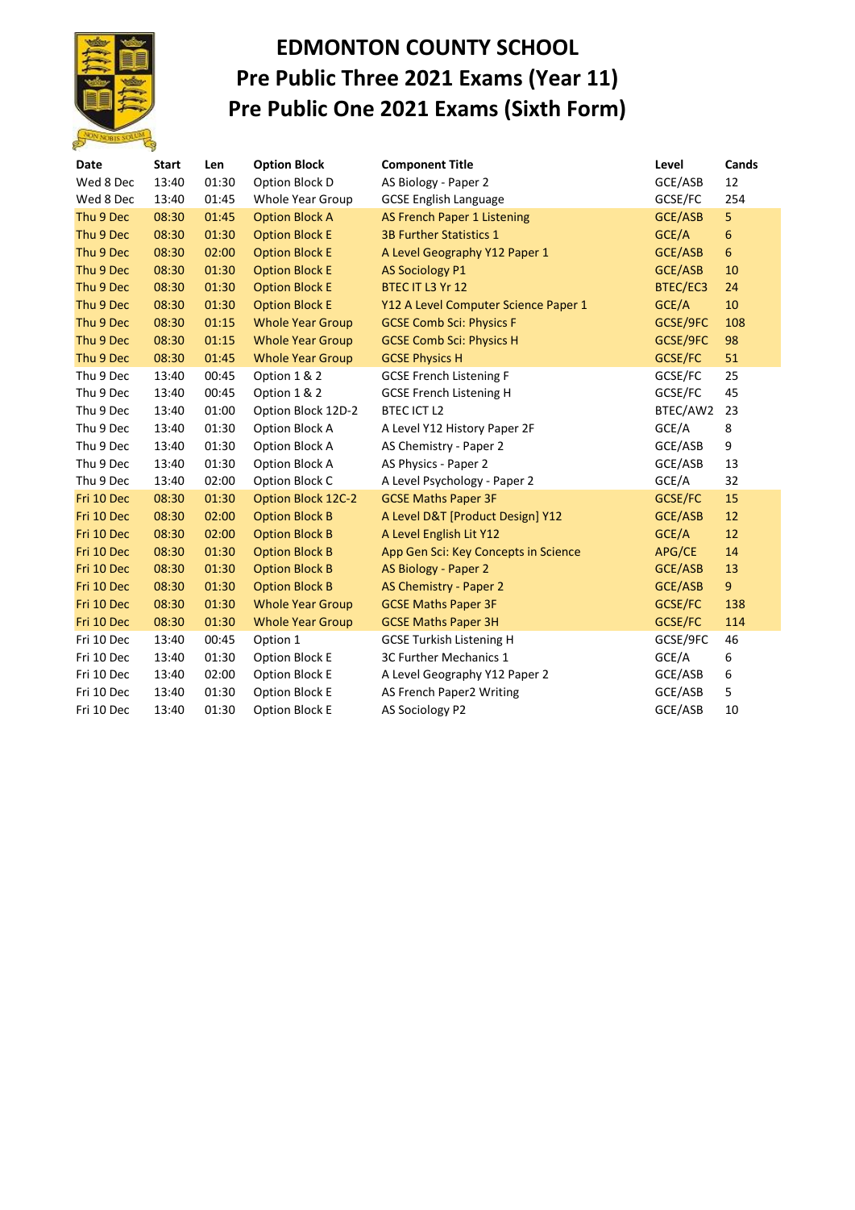# EDMONTON COUNTY SCHOOL
# Pre Public Three 2021 Exams (Year 11)
# Pre Public One 2021 Exams (Sixth Form)

| Date | Start | Len | Option Block | Component Title | Level | Cands |
|---|---|---|---|---|---|---|
| Wed 8 Dec | 13:40 | 01:30 | Option Block D | AS Biology - Paper 2 | GCE/ASB | 12 |
| Wed 8 Dec | 13:40 | 01:45 | Whole Year Group | GCSE English Language | GCSE/FC | 254 |
| Thu 9 Dec | 08:30 | 01:45 | Option Block A | AS French Paper 1 Listening | GCE/ASB | 5 |
| Thu 9 Dec | 08:30 | 01:30 | Option Block E | 3B Further Statistics 1 | GCE/A | 6 |
| Thu 9 Dec | 08:30 | 02:00 | Option Block E | A Level Geography Y12 Paper 1 | GCE/ASB | 6 |
| Thu 9 Dec | 08:30 | 01:30 | Option Block E | AS Sociology P1 | GCE/ASB | 10 |
| Thu 9 Dec | 08:30 | 01:30 | Option Block E | BTEC IT L3 Yr 12 | BTEC/EC3 | 24 |
| Thu 9 Dec | 08:30 | 01:30 | Option Block E | Y12 A Level Computer Science Paper 1 | GCE/A | 10 |
| Thu 9 Dec | 08:30 | 01:15 | Whole Year Group | GCSE Comb Sci: Physics F | GCSE/9FC | 108 |
| Thu 9 Dec | 08:30 | 01:15 | Whole Year Group | GCSE Comb Sci: Physics H | GCSE/9FC | 98 |
| Thu 9 Dec | 08:30 | 01:45 | Whole Year Group | GCSE Physics H | GCSE/FC | 51 |
| Thu 9 Dec | 13:40 | 00:45 | Option 1 & 2 | GCSE French Listening F | GCSE/FC | 25 |
| Thu 9 Dec | 13:40 | 00:45 | Option 1 & 2 | GCSE French Listening H | GCSE/FC | 45 |
| Thu 9 Dec | 13:40 | 01:00 | Option Block 12D-2 | BTEC ICT L2 | BTEC/AW2 | 23 |
| Thu 9 Dec | 13:40 | 01:30 | Option Block A | A Level Y12 History Paper 2F | GCE/A | 8 |
| Thu 9 Dec | 13:40 | 01:30 | Option Block A | AS Chemistry - Paper 2 | GCE/ASB | 9 |
| Thu 9 Dec | 13:40 | 01:30 | Option Block A | AS Physics - Paper 2 | GCE/ASB | 13 |
| Thu 9 Dec | 13:40 | 02:00 | Option Block C | A Level Psychology - Paper 2 | GCE/A | 32 |
| Fri 10 Dec | 08:30 | 01:30 | Option Block 12C-2 | GCSE Maths Paper 3F | GCSE/FC | 15 |
| Fri 10 Dec | 08:30 | 02:00 | Option Block B | A Level D&T [Product Design] Y12 | GCE/ASB | 12 |
| Fri 10 Dec | 08:30 | 02:00 | Option Block B | A Level English Lit Y12 | GCE/A | 12 |
| Fri 10 Dec | 08:30 | 01:30 | Option Block B | App Gen Sci: Key Concepts in Science | APG/CE | 14 |
| Fri 10 Dec | 08:30 | 01:30 | Option Block B | AS Biology - Paper 2 | GCE/ASB | 13 |
| Fri 10 Dec | 08:30 | 01:30 | Option Block B | AS Chemistry - Paper 2 | GCE/ASB | 9 |
| Fri 10 Dec | 08:30 | 01:30 | Whole Year Group | GCSE Maths Paper 3F | GCSE/FC | 138 |
| Fri 10 Dec | 08:30 | 01:30 | Whole Year Group | GCSE Maths Paper 3H | GCSE/FC | 114 |
| Fri 10 Dec | 13:40 | 00:45 | Option 1 | GCSE Turkish Listening H | GCSE/9FC | 46 |
| Fri 10 Dec | 13:40 | 01:30 | Option Block E | 3C Further Mechanics 1 | GCE/A | 6 |
| Fri 10 Dec | 13:40 | 02:00 | Option Block E | A Level Geography Y12 Paper 2 | GCE/ASB | 6 |
| Fri 10 Dec | 13:40 | 01:30 | Option Block E | AS French Paper2 Writing | GCE/ASB | 5 |
| Fri 10 Dec | 13:40 | 01:30 | Option Block E | AS Sociology P2 | GCE/ASB | 10 |